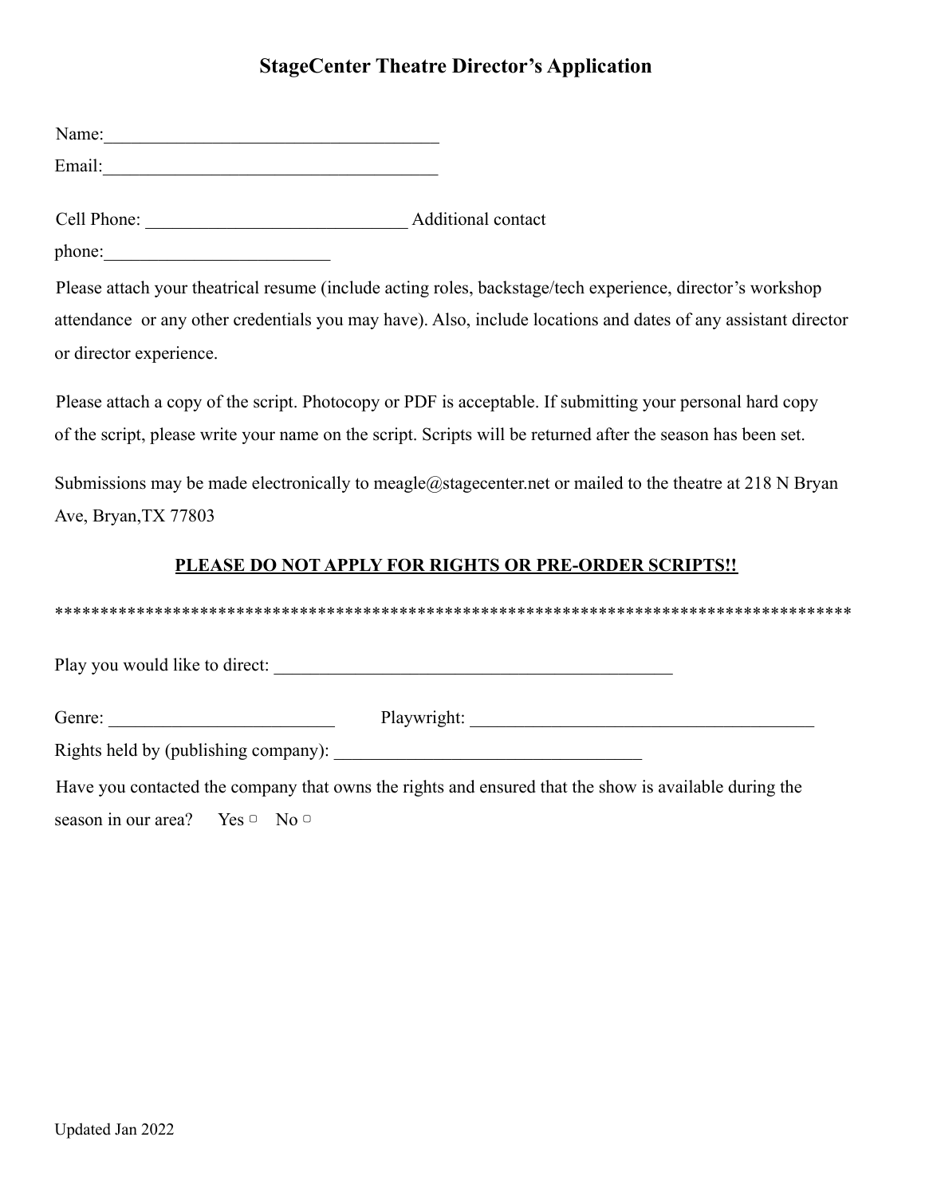# StageCenter Theatre Director's Application

Name:_____________________________________

Email:_____________________________________

Cell Phone: ____________________________ Additional contact phone:_________________________

Please attach your theatrical resume (include acting roles, backstage/tech experience, director's workshop attendance or any other credentials you may have). Also, include locations and dates of any assistant director or director experience.

Please attach a copy of the script. Photocopy or PDF is acceptable. If submitting your personal hard copy of the script, please write your name on the script. Scripts will be returned after the season has been set.

Submissions may be made electronically to meagle@stagecenter.net or mailed to the theatre at 218 N Bryan Ave, Bryan,TX 77803

**<u>PLEASE DO NOT APPLY FOR RIGHTS OR PRE-ORDER SCRIPTS!!</u>**

*******************************************************************************************

Play you would like to direct: ____________________________________________

Genre: _________________________ Playwright: _______________________________________

Rights held by (publishing company): __________________________________

Have you contacted the company that owns the rights and ensured that the show is available during the season in our area? Yes ▢ No ▢

Updated Jan 2022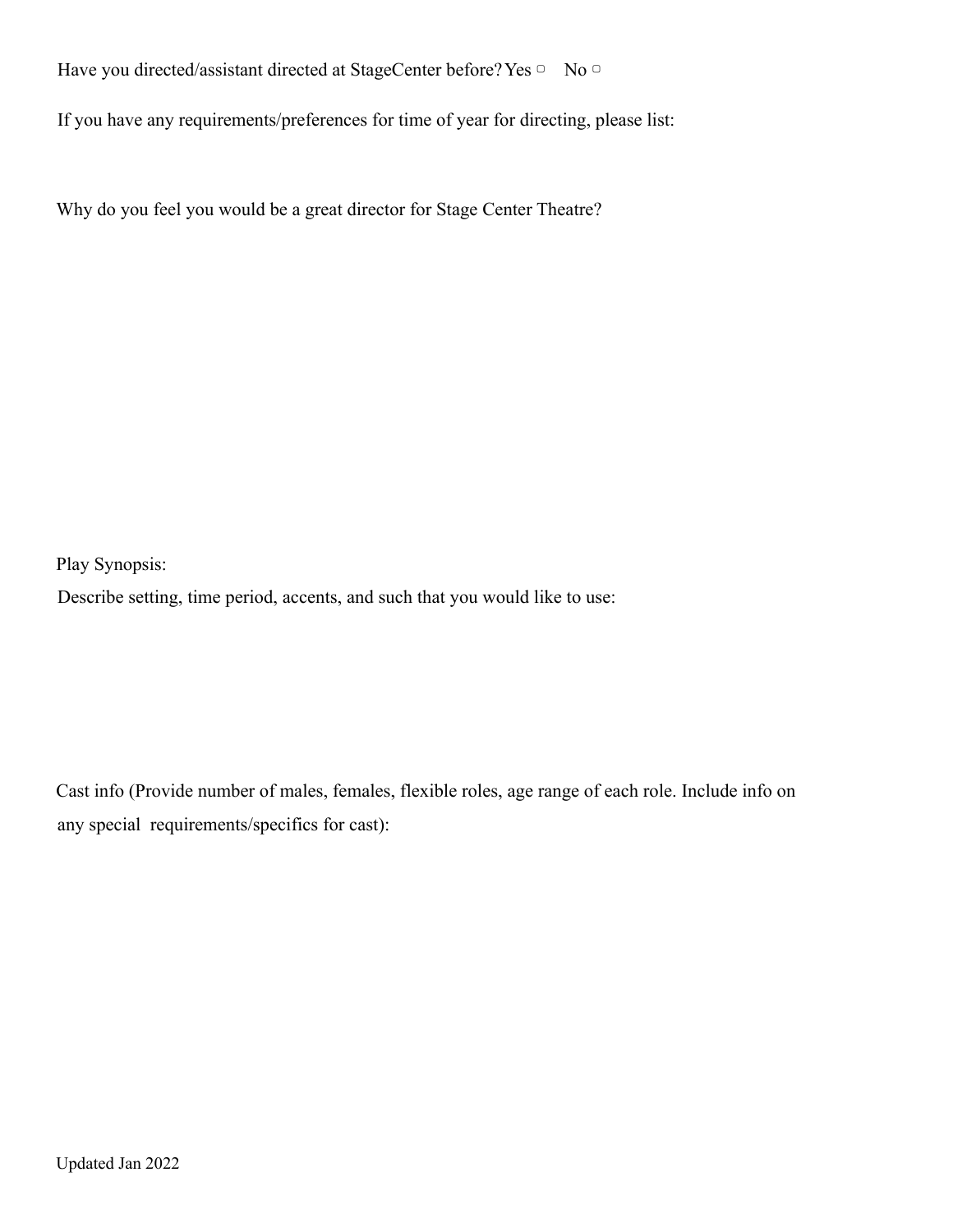Have you directed/assistant directed at StageCenter before? Yes ▢ No ▢

If you have any requirements/preferences for time of year for directing, please list:

Why do you feel you would be a great director for Stage Center Theatre?

Play Synopsis:

Describe setting, time period, accents, and such that you would like to use:

Cast info (Provide number of males, females, flexible roles, age range of each role. Include info on any special requirements/specifics for cast):

Updated Jan 2022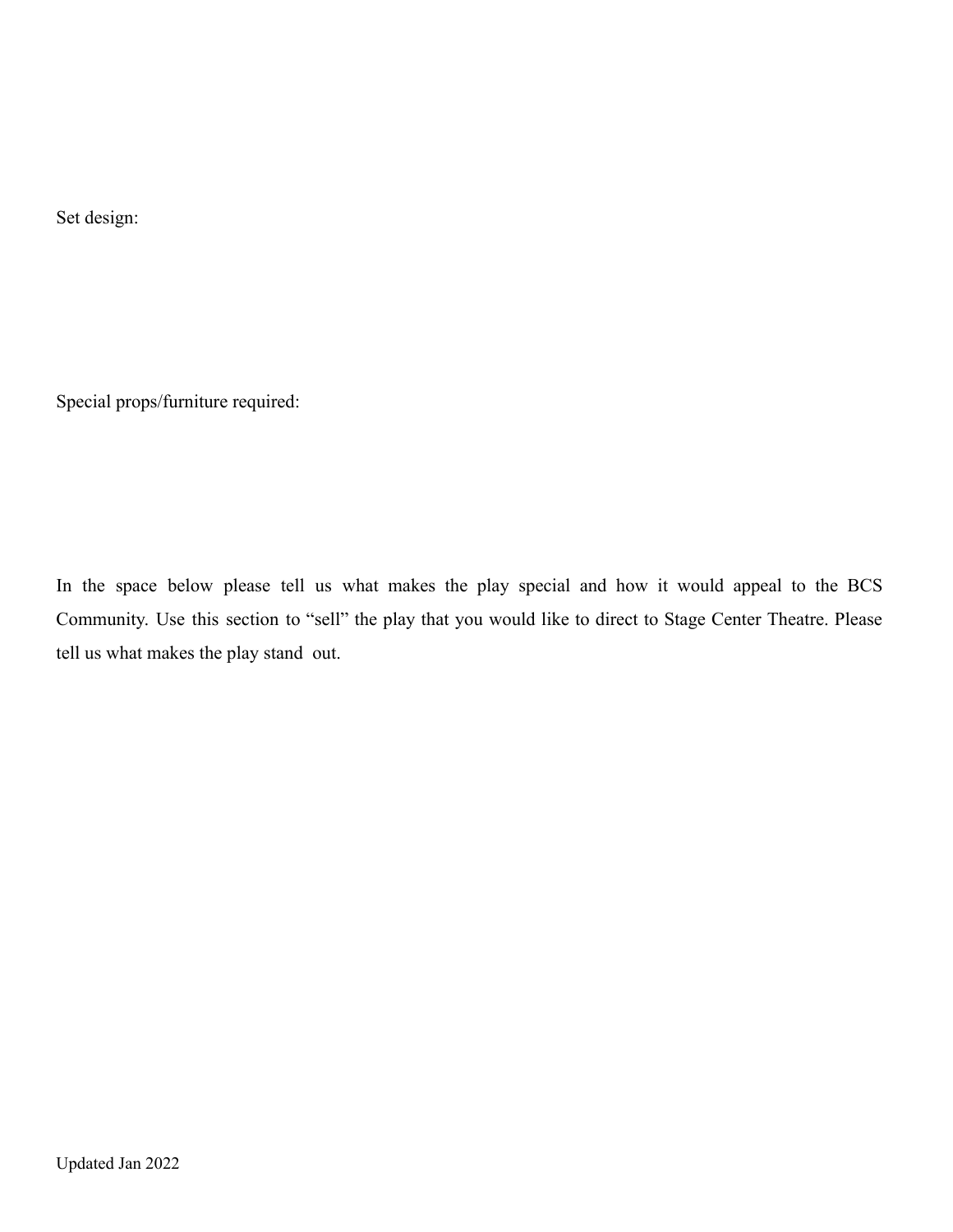Set design:

Special props/furniture required:

In the space below please tell us what makes the play special and how it would appeal to the BCS Community. Use this section to "sell" the play that you would like to direct to Stage Center Theatre. Please tell us what makes the play stand out.

Updated Jan 2022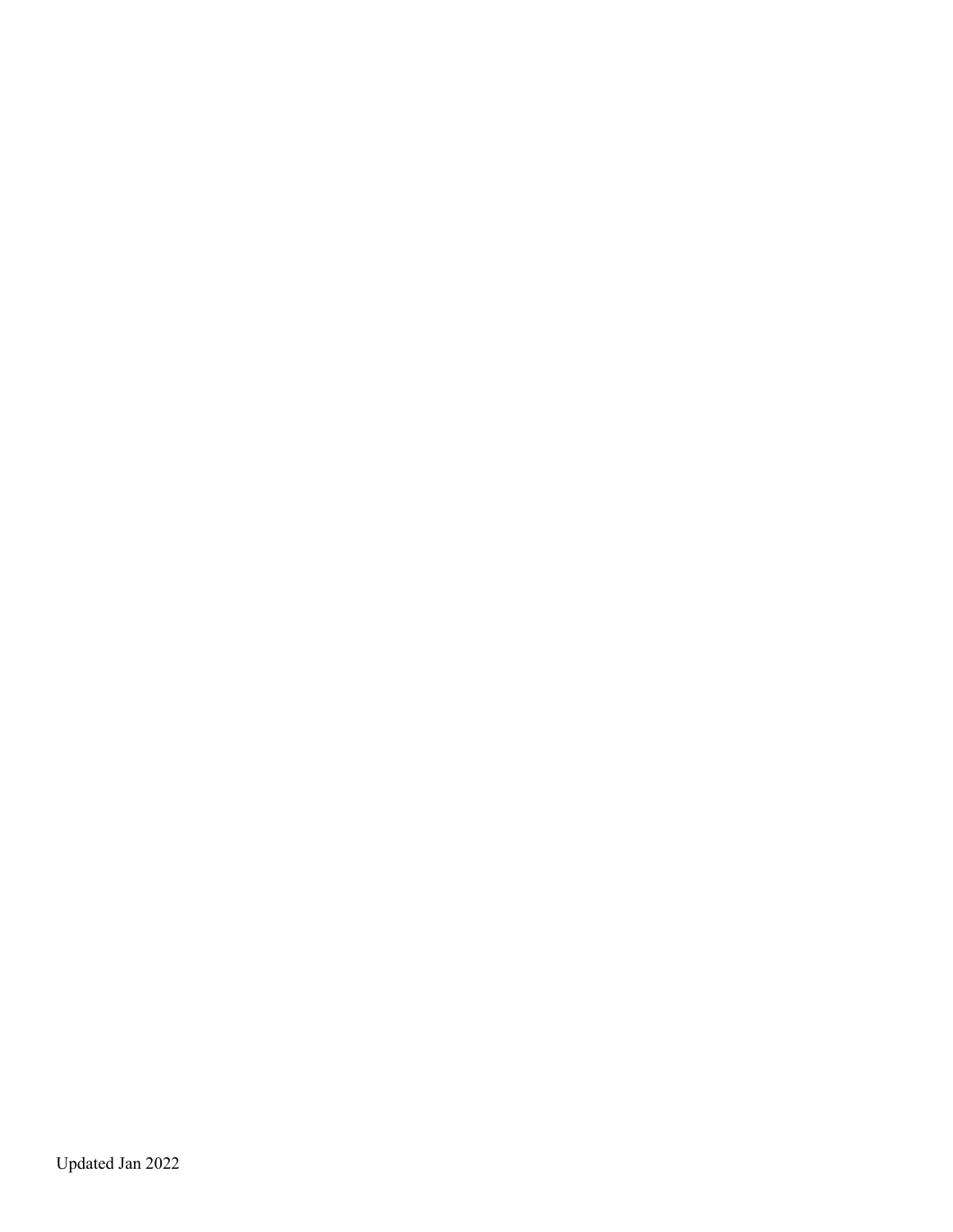Updated Jan 2022